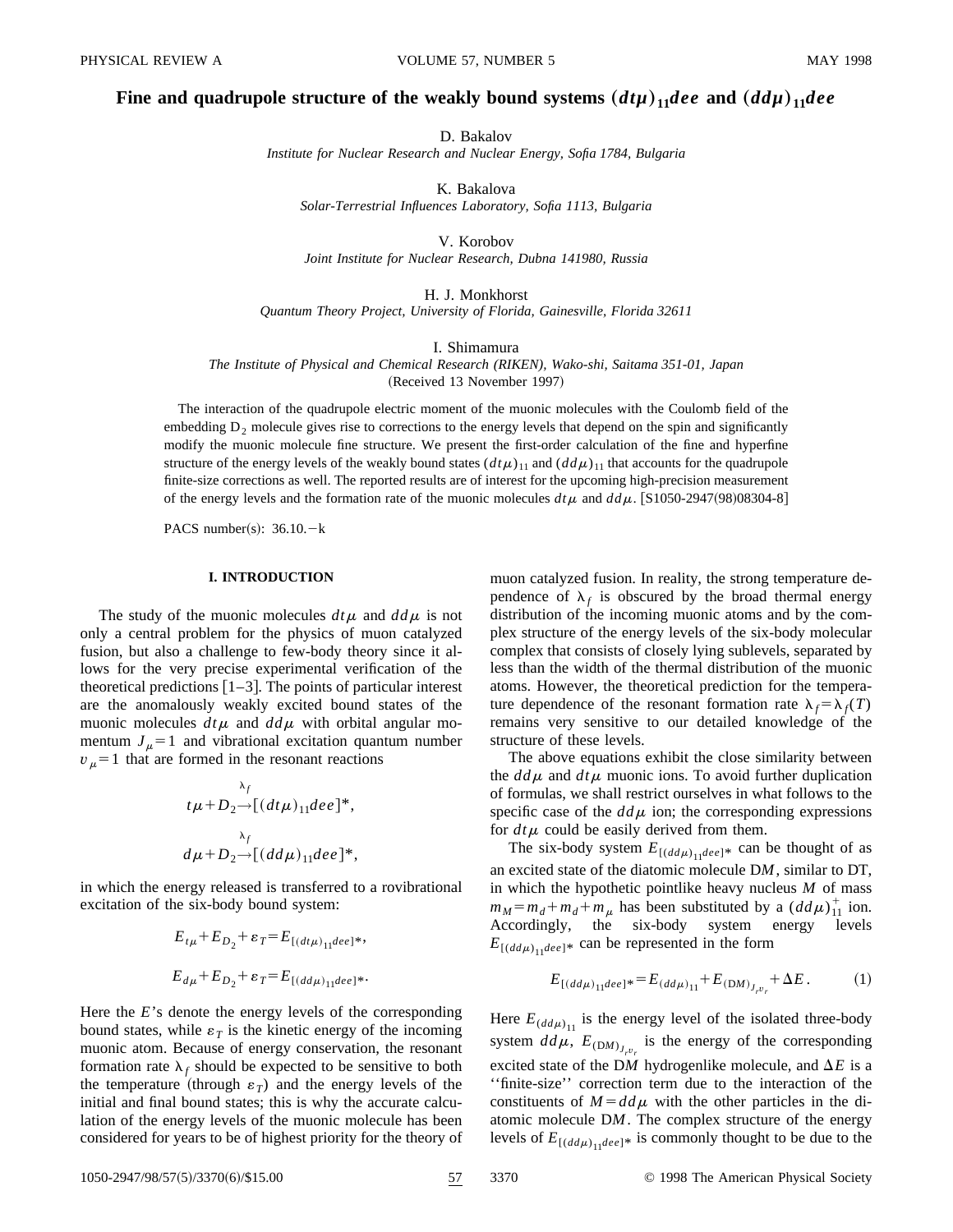# Fine and quadrupole structure of the weakly bound systems $(dt\mu)_{11}dee$ and $(dd\mu)_{11}dee$

D. Bakalov

*Institute for Nuclear Research and Nuclear Energy, Sofia 1784, Bulgaria*

K. Bakalova

*Solar-Terrestrial Influences Laboratory, Sofia 1113, Bulgaria*

V. Korobov

*Joint Institute for Nuclear Research, Dubna 141980, Russia*

H. J. Monkhorst

*Quantum Theory Project, University of Florida, Gainesville, Florida 32611*

I. Shimamura

*The Institute of Physical and Chemical Research (RIKEN), Wako-shi, Saitama 351-01, Japan*

(Received 13 November 1997)

The interaction of the quadrupole electric moment of the muonic molecules with the Coulomb field of the embedding $D_2$ molecule gives rise to corrections to the energy levels that depend on the spin and significantly modify the muonic molecule fine structure. We present the first-order calculation of the fine and hyperfine structure of the energy levels of the weakly bound states $(dt\mu)_{11}$ and $(dd\mu)_{11}$ that accounts for the quadrupole finite-size corrections as well. The reported results are of interest for the upcoming high-precision measurement of the energy levels and the formation rate of the muonic molecules $dt\mu$ and $dd\mu$. [S1050-2947(98)08304-8]

PACS number(s): 36.10.−k

## I. INTRODUCTION

The study of the muonic molecules $dt\mu$ and $dd\mu$ is not only a central problem for the physics of muon catalyzed fusion, but also a challenge to few-body theory since it allows for the very precise experimental verification of the theoretical predictions [1–3]. The points of particular interest are the anomalously weakly excited bound states of the muonic molecules $dt\mu$ and $dd\mu$ with orbital angular momentum $J_\mu=1$ and vibrational excitation quantum number $v_\mu=1$ that are formed in the resonant reactions

$$t\mu+D_2\xrightarrow{\lambda_f}[(dt\mu)_{11}dee]^*,$$

$$d\mu+D_2\xrightarrow{\lambda_f}[(dd\mu)_{11}dee]^*,$$

in which the energy released is transferred to a rovibrational excitation of the six-body bound system:

$$E_{t\mu}+E_{D_2}+\varepsilon_T=E_{[(dt\mu)_{11}dee]^*},$$

$$E_{d\mu}+E_{D_2}+\varepsilon_T=E_{[(dd\mu)_{11}dee]^*}.$$

Here the $E$'s denote the energy levels of the corresponding bound states, while $\varepsilon_T$ is the kinetic energy of the incoming muonic atom. Because of energy conservation, the resonant formation rate $\lambda_f$ should be expected to be sensitive to both the temperature (through $\varepsilon_T$) and the energy levels of the initial and final bound states; this is why the accurate calculation of the energy levels of the muonic molecule has been considered for years to be of highest priority for the theory of muon catalyzed fusion. In reality, the strong temperature dependence of $\lambda_f$ is obscured by the broad thermal energy distribution of the incoming muonic atoms and by the complex structure of the energy levels of the six-body molecular complex that consists of closely lying sublevels, separated by less than the width of the thermal distribution of the muonic atoms. However, the theoretical prediction for the temperature dependence of the resonant formation rate $\lambda_f=\lambda_f(T)$ remains very sensitive to our detailed knowledge of the structure of these levels.

The above equations exhibit the close similarity between the $dd\mu$ and $dt\mu$ muonic ions. To avoid further duplication of formulas, we shall restrict ourselves in what follows to the specific case of the $dd\mu$ ion; the corresponding expressions for $dt\mu$ could be easily derived from them.

The six-body system $E_{[(dd\mu)_{11}dee]^*}$ can be thought of as an excited state of the diatomic molecule D$M$, similar to DT, in which the hypothetic pointlike heavy nucleus $M$ of mass $m_M=m_d+m_d+m_\mu$ has been substituted by a $(dd\mu)_{11}^+$ ion. Accordingly, the six-body system energy levels $E_{[(dd\mu)_{11}dee]^*}$ can be represented in the form

$$E_{[(dd\mu)_{11}dee]^*}=E_{(dd\mu)_{11}}+E_{(\mathrm{D}M)_{J_r v_r}}+\Delta E. \tag{1}$$

Here $E_{(dd\mu)_{11}}$ is the energy level of the isolated three-body system $dd\mu$, $E_{(\mathrm{D}M)_{J_r v_r}}$ is the energy of the corresponding excited state of the D$M$ hydrogenlike molecule, and $\Delta E$ is a "finite-size" correction term due to the interaction of the constituents of $M=dd\mu$ with the other particles in the diatomic molecule D$M$. The complex structure of the energy levels of $E_{[(dd\mu)_{11}dee]^*}$ is commonly thought to be due to the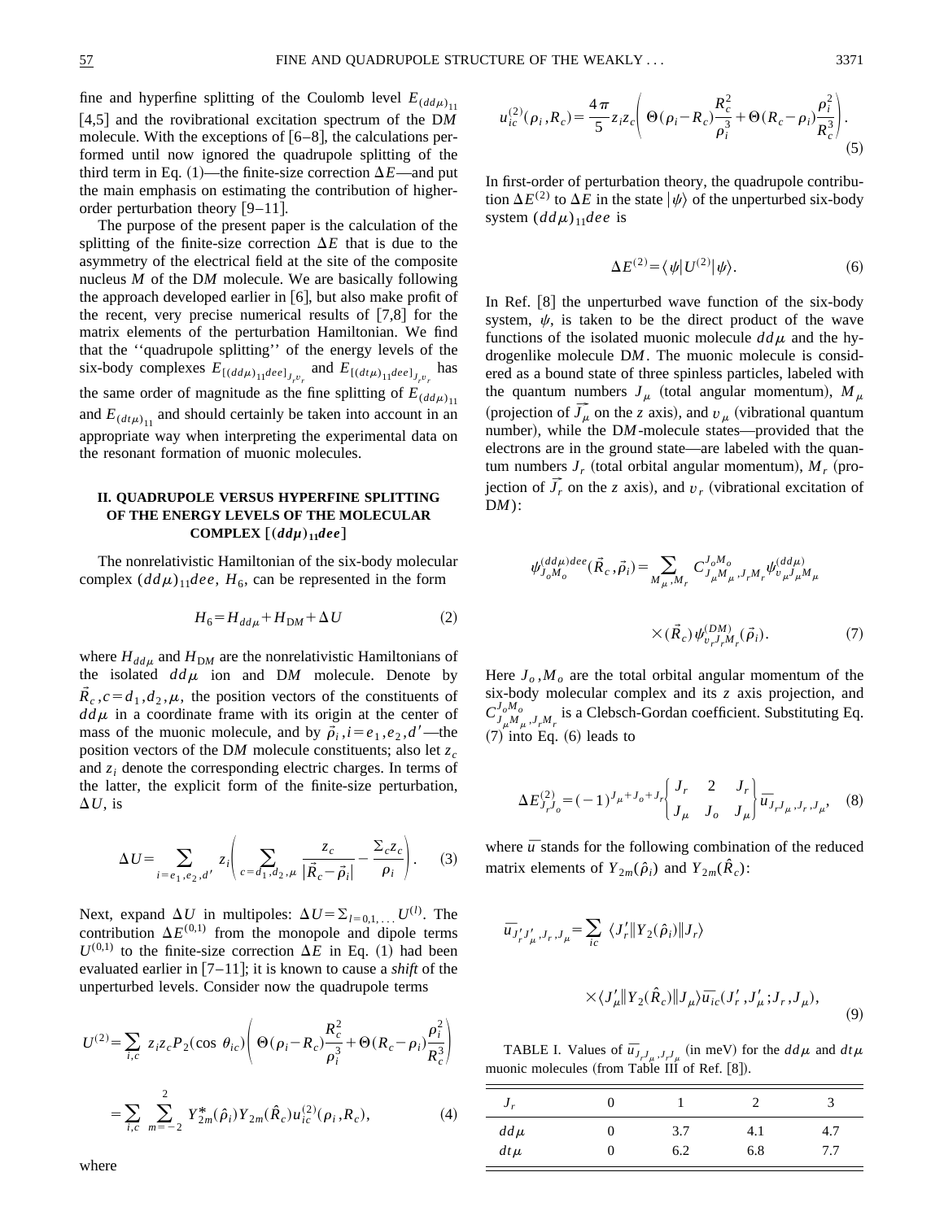fine and hyperfine splitting of the Coulomb level $E_{(dd\mu)_{11}}$ [4,5] and the rovibrational excitation spectrum of the D$M$ molecule. With the exceptions of [6–8], the calculations performed until now ignored the quadrupole splitting of the third term in Eq. (1)—the finite-size correction $\Delta E$—and put the main emphasis on estimating the contribution of higher-order perturbation theory [9–11].

The purpose of the present paper is the calculation of the splitting of the finite-size correction $\Delta E$ that is due to the asymmetry of the electrical field at the site of the composite nucleus $M$ of the D$M$ molecule. We are basically following the approach developed earlier in [6], but also make profit of the recent, very precise numerical results of [7,8] for the matrix elements of the perturbation Hamiltonian. We find that the "quadrupole splitting" of the energy levels of the six-body complexes $E_{[(dd\mu)_{11}dee]_{J_r v_r}}$ and $E_{[(dt\mu)_{11}dee]_{J_r v_r}}$ has the same order of magnitude as the fine splitting of $E_{(dd\mu)_{11}}$ and $E_{(dt\mu)_{11}}$ and should certainly be taken into account in an appropriate way when interpreting the experimental data on the resonant formation of muonic molecules.

## II. QUADRUPOLE VERSUS HYPERFINE SPLITTING OF THE ENERGY LEVELS OF THE MOLECULAR COMPLEX $[(dd\mu)_{11}dee]$

The nonrelativistic Hamiltonian of the six-body molecular complex $(dd\mu)_{11}dee$, $H_6$, can be represented in the form

$$H_6 = H_{dd\mu} + H_{\mathrm{D}M} + \Delta U \tag{2}$$

where $H_{dd\mu}$ and $H_{\mathrm{D}M}$ are the nonrelativistic Hamiltonians of the isolated $dd\mu$ ion and D$M$ molecule. Denote by $\vec{R}_c, c = d_1, d_2, \mu$, the position vectors of the constituents of $dd\mu$ in a coordinate frame with its origin at the center of mass of the muonic molecule, and by $\vec{\rho}_i, i = e_1, e_2, d'$—the position vectors of the D$M$ molecule constituents; also let $z_c$ and $z_i$ denote the corresponding electric charges. In terms of the latter, the explicit form of the finite-size perturbation, $\Delta U$, is

$$\Delta U = \sum_{i=e_1,e_2,d'} z_i \left( \sum_{c=d_1,d_2,\mu} \frac{z_c}{|\vec{R}_c - \vec{\rho}_i|} - \frac{\Sigma_c z_c}{\rho_i} \right). \tag{3}$$

Next, expand $\Delta U$ in multipoles: $\Delta U = \Sigma_{l=0,1,\ldots} U^{(l)}$. The contribution $\Delta E^{(0,1)}$ from the monopole and dipole terms $U^{(0,1)}$ to the finite-size correction $\Delta E$ in Eq. (1) had been evaluated earlier in [7–11]; it is known to cause a *shift* of the unperturbed levels. Consider now the quadrupole terms

$$\begin{aligned} U^{(2)} &= \sum_{i,c} z_i z_c P_2(\cos\theta_{ic}) \left( \Theta(\rho_i - R_c)\frac{R_c^2}{\rho_i^3} + \Theta(R_c - \rho_i)\frac{\rho_i^2}{R_c^3} \right) \\ &= \sum_{i,c} \sum_{m=-2}^{2} Y_{2m}^*(\hat{\rho}_i) Y_{2m}(\hat{R}_c) u_{ic}^{(2)}(\rho_i, R_c), \end{aligned} \tag{4}$$

where

$$u_{ic}^{(2)}(\rho_i, R_c) = \frac{4\pi}{5} z_i z_c \left( \Theta(\rho_i - R_c)\frac{R_c^2}{\rho_i^3} + \Theta(R_c - \rho_i)\frac{\rho_i^2}{R_c^3} \right). \tag{5}$$

In first-order of perturbation theory, the quadrupole contribution $\Delta E^{(2)}$ to $\Delta E$ in the state $|\psi\rangle$ of the unperturbed six-body system $(dd\mu)_{11}dee$ is

$$\Delta E^{(2)} = \langle \psi | U^{(2)} | \psi \rangle. \tag{6}$$

In Ref. [8] the unperturbed wave function of the six-body system, $\psi$, is taken to be the direct product of the wave functions of the isolated muonic molecule $dd\mu$ and the hydrogenlike molecule D$M$. The muonic molecule is considered as a bound state of three spinless particles, labeled with the quantum numbers $J_\mu$ (total angular momentum), $M_\mu$ (projection of $\vec{J_\mu}$ on the $z$ axis), and $v_\mu$ (vibrational quantum number), while the D$M$-molecule states—provided that the electrons are in the ground state—are labeled with the quantum numbers $J_r$ (total orbital angular momentum), $M_r$ (projection of $\vec{J_r}$ on the $z$ axis), and $v_r$ (vibrational excitation of D$M$):

$$\psi_{J_o M_o}^{(dd\mu)dee}(\vec{R}_c, \vec{\rho}_i) = \sum_{M_\mu, M_r} C_{J_\mu M_\mu, J_r M_r}^{J_o M_o} \psi_{v_\mu J_\mu M_\mu}^{(dd\mu)}(\vec{R}_c)\, \psi_{v_r J_r M_r}^{(DM)}(\vec{\rho}_i). \tag{7}$$

Here $J_o, M_o$ are the total orbital angular momentum of the six-body molecular complex and its $z$ axis projection, and $C_{J_\mu M_\mu, J_r M_r}^{J_o M_o}$ is a Clebsch-Gordan coefficient. Substituting Eq. (7) into Eq. (6) leads to

$$\Delta E_{J_r J_o}^{(2)} = (-1)^{J_\mu + J_o + J_r} \begin{Bmatrix} J_r & 2 & J_r \\ J_\mu & J_o & J_\mu \end{Bmatrix} \bar{u}_{J_r J_\mu, J_r, J_\mu}, \tag{8}$$

where $\bar{u}$ stands for the following combination of the reduced matrix elements of $Y_{2m}(\hat{\rho}_i)$ and $Y_{2m}(\hat{R}_c)$:

$$\bar{u}_{J_r' J_\mu', J_r, J_\mu} = \sum_{ic} \langle J_r' \| Y_2(\hat{\rho}_i) \| J_r \rangle \times \langle J_\mu' \| Y_2(\hat{R}_c) \| J_\mu \rangle \overline{u_{ic}}(J_r', J_\mu'; J_r, J_\mu), \tag{9}$$

TABLE I. Values of $\bar{u}_{J_r J_\mu, J_r J_\mu}$ (in meV) for the $dd\mu$ and $dt\mu$ muonic molecules (from Table III of Ref. [8]).

| $J_r$ | 0 | 1 | 2 | 3 |
|---|---|---|---|---|
| $dd\mu$ | 0 | 3.7 | 4.1 | 4.7 |
| $dt\mu$ | 0 | 6.2 | 6.8 | 7.7 |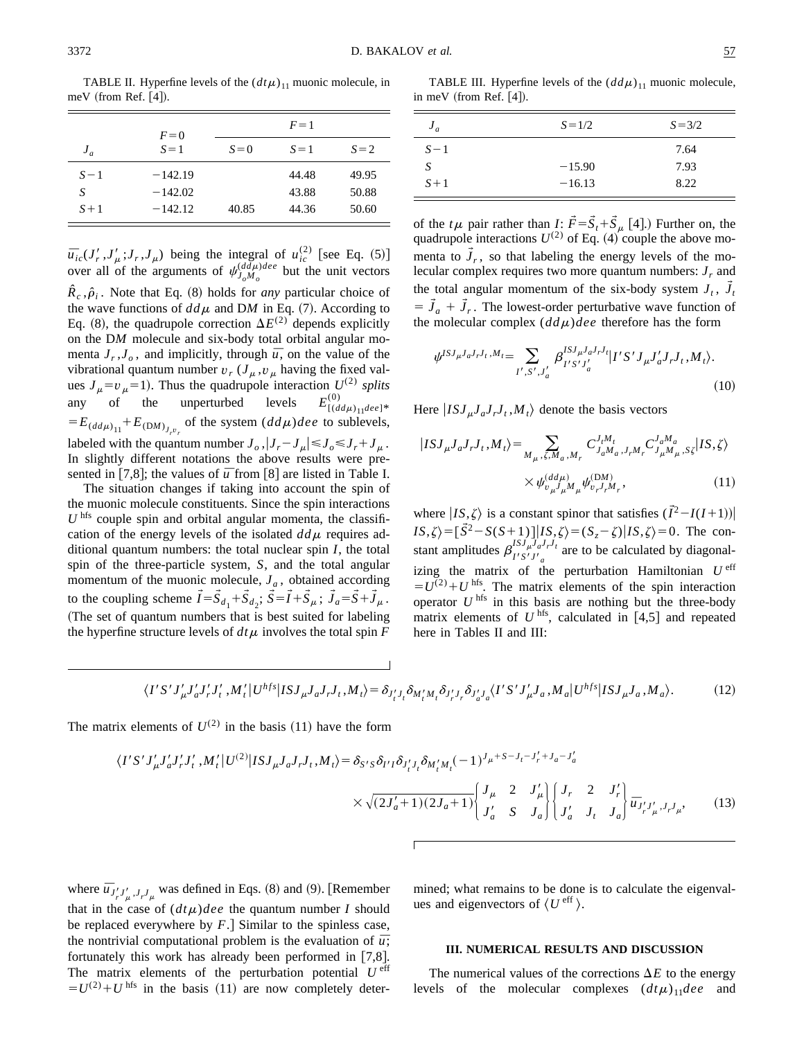TABLE II. Hyperfine levels of the $(dt\mu)_{11}$ muonic molecule, in meV (from Ref. [4]).

| $J_a$ | $F=0$ $S=1$ | $F=1$ $S=0$ | $S=1$ | $S=2$ |
|---|---|---|---|---|
| $S-1$ | $-142.19$ | | 44.48 | 49.95 |
| $S$ | $-142.02$ | | 43.88 | 50.88 |
| $S+1$ | $-142.12$ | 40.85 | 44.36 | 50.60 |

$\bar{u}_{ic}(J_r',J_\mu';J_r,J_\mu)$ being the integral of $u_{ic}^{(2)}$ [see Eq. (5)] over all of the arguments of $\psi_{J_oM_o}^{(dd\mu)dee}$ but the unit vectors $\hat{R}_c,\hat{\rho}_i$. Note that Eq. (8) holds for *any* particular choice of the wave functions of $dd\mu$ and D$M$ in Eq. (7). According to Eq. (8), the quadrupole correction $\Delta E^{(2)}$ depends explicitly on the D$M$ molecule and six-body total orbital angular momenta $J_r,J_o$, and implicitly, through $\bar{u}$, on the value of the vibrational quantum number $v_r$ ($J_\mu,v_\mu$ having the fixed values $J_\mu=v_\mu=1$). Thus the quadrupole interaction $U^{(2)}$ *splits* any of the unperturbed levels $E^{(0)}_{[(dd\mu)_{11}dee]^*}=E_{(dd\mu)_{11}}+E_{(\mathrm{D}M)_{J_rv_r}}$ of the system $(dd\mu)dee$ to sublevels, labeled with the quantum number $J_o,|J_r-J_\mu|\leqslant J_o\leqslant J_r+J_\mu$. In slightly different notations the above results were presented in [7,8]; the values of $\bar{u}$ from [8] are listed in Table I.

The situation changes if taking into account the spin of the muonic molecule constituents. Since the spin interactions $U^{\text{hfs}}$ couple spin and orbital angular momenta, the classification of the energy levels of the isolated $dd\mu$ requires additional quantum numbers: the total nuclear spin $I$, the total spin of the three-particle system, $S$, and the total angular momentum of the muonic molecule, $J_a$, obtained according to the coupling scheme $\vec{I}=\vec{S}_{d_1}+\vec{S}_{d_2}$; $\vec{S}=\vec{I}+\vec{S}_\mu$; $\vec{J}_a=\vec{S}+\vec{J}_\mu$. (The set of quantum numbers that is best suited for labeling the hyperfine structure levels of $dt\mu$ involves the total spin $F$ of the $t\mu$ pair rather than $I$: $\vec{F}=\vec{S}_t+\vec{S}_\mu$ [4].) Further on, the quadrupole interactions $U^{(2)}$ of Eq. (4) couple the above momenta to $\vec{J}_r$, so that labeling the energy levels of the molecular complex requires two more quantum numbers: $J_r$ and the total angular momentum of the six-body system $J_t$, $\vec{J}_t=\vec{J}_a+\vec{J}_r$. The lowest-order perturbative wave function of the molecular complex $(dd\mu)dee$ therefore has the form

TABLE III. Hyperfine levels of the $(dd\mu)_{11}$ muonic molecule, in meV (from Ref. [4]).

| $J_a$ | $S=1/2$ | $S=3/2$ |
|---|---|---|
| $S-1$ | | 7.64 |
| $S$ | $-15.90$ | 7.93 |
| $S+1$ | $-16.13$ | 8.22 |

$$\psi^{ISJ_\mu J_aJ_rJ_t,M_t}=\sum_{I',S',J_a'}\beta^{ISJ_\mu J_aJ_rJ_t}_{I'S'J_a'}|I'S'J_\mu J_a'J_rJ_t,M_t\rangle. \tag{10}$$

Here $|ISJ_\mu J_aJ_rJ_t,M_t\rangle$ denote the basis vectors

$$|ISJ_\mu J_aJ_rJ_t,M_t\rangle=\sum_{M_\mu,\zeta,M_a,M_r}C^{J_tM_t}_{J_aM_a,J_rM_r}C^{J_aM_a}_{J_\mu M_\mu,S\zeta}|IS,\zeta\rangle \times\psi^{(dd\mu)}_{v_\mu J_\mu M_\mu}\psi^{(\mathrm{D}M)}_{v_rJ_rM_r}, \tag{11}$$

where $|IS,\zeta\rangle$ is a constant spinor that satisfies $(\vec{I}^2-I(I+1))|IS,\zeta\rangle=[\vec{S}^2-S(S+1)]|IS,\zeta\rangle=(S_z-\zeta)|IS,\zeta\rangle=0$. The constant amplitudes $\beta^{ISJ_\mu J_aJ_rJ_t}_{I'S'J_a'}$ are to be calculated by diagonalizing the matrix of the perturbation Hamiltonian $U^{\text{eff}}=U^{(2)}+U^{\text{hfs}}$. The matrix elements of the spin interaction operator $U^{\text{hfs}}$ in this basis are nothing but the three-body matrix elements of $U^{\text{hfs}}$, calculated in [4,5] and repeated here in Tables II and III:

$$\langle I'S'J_\mu'J_a'J_r'J_t',M_t'|U^{hfs}|ISJ_\mu J_aJ_rJ_t,M_t\rangle=\delta_{J_t'J_t}\delta_{M_t'M_t}\delta_{J_r'J_r}\delta_{J_a'J_a}\langle I'S'J_\mu'J_a,M_a|U^{hfs}|ISJ_\mu J_a,M_a\rangle. \tag{12}$$

The matrix elements of $U^{(2)}$ in the basis (11) have the form

$$\langle I'S'J_\mu'J_a'J_r'J_t',M_t'|U^{(2)}|ISJ_\mu J_aJ_rJ_t,M_t\rangle=\delta_{S'S}\delta_{I'I}\delta_{J_t'J_t}\delta_{M_t'M_t}(-1)^{J_\mu+S-J_t-J_r'+J_a-J_a'} \times\sqrt{(2J_a'+1)(2J_a+1)}\begin{Bmatrix}J_\mu & 2 & J_\mu'\\ J_a' & S & J_a\end{Bmatrix}\begin{Bmatrix}J_r & 2 & J_r'\\ J_a' & J_t & J_a\end{Bmatrix}\bar{u}_{J_r'J_\mu',J_rJ_\mu}, \tag{13}$$

where $\bar{u}_{J_r'J_\mu',J_rJ_\mu}$ was defined in Eqs. (8) and (9). [Remember that in the case of $(dt\mu)dee$ the quantum number $I$ should be replaced everywhere by $F$.] Similar to the spinless case, the nontrivial computational problem is the evaluation of $\bar{u}$; fortunately this work has already been performed in [7,8]. The matrix elements of the perturbation potential $U^{\text{eff}}=U^{(2)}+U^{\text{hfs}}$ in the basis (11) are now completely determined; what remains to be done is to calculate the eigenvalues and eigenvectors of $\langle U^{\text{eff}}\rangle$.

### III. NUMERICAL RESULTS AND DISCUSSION

The numerical values of the corrections $\Delta E$ to the energy levels of the molecular complexes $(dt\mu)_{11}dee$ and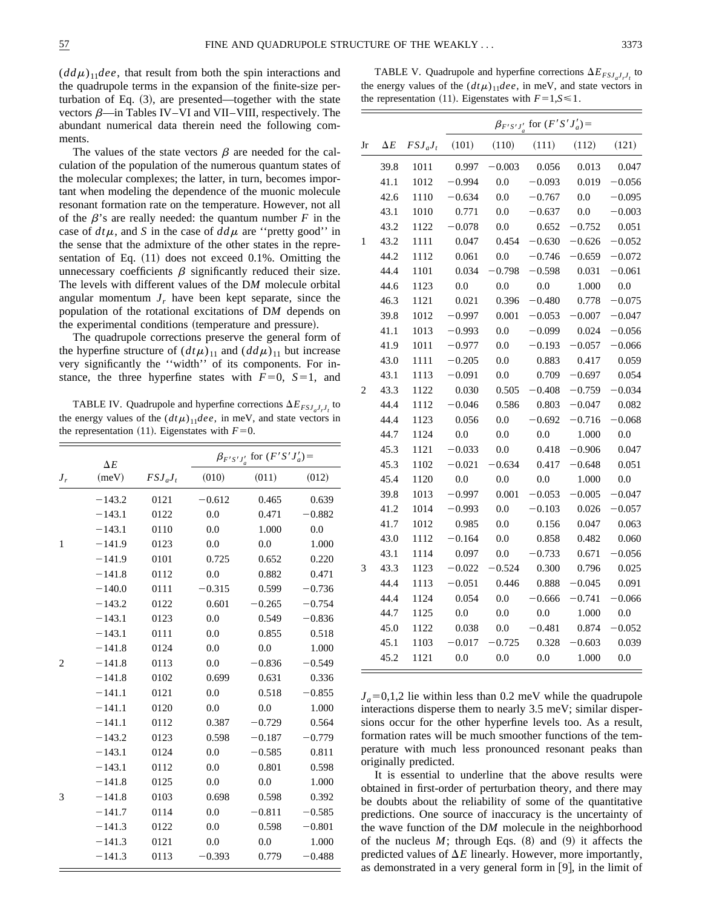$(dd\mu)_{11}dee$, that result from both the spin interactions and the quadrupole terms in the expansion of the finite-size perturbation of Eq. (3), are presented—together with the state vectors $\beta$—in Tables IV–VI and VII–VIII, respectively. The abundant numerical data therein need the following comments.

The values of the state vectors $\beta$ are needed for the calculation of the population of the numerous quantum states of the molecular complexes; the latter, in turn, becomes important when modeling the dependence of the muonic molecule resonant formation rate on the temperature. However, not all of the $\beta$'s are really needed: the quantum number $F$ in the case of $dt\mu$, and $S$ in the case of $dd\mu$ are "pretty good" in the sense that the admixture of the other states in the representation of Eq. (11) does not exceed 0.1%. Omitting the unnecessary coefficients $\beta$ significantly reduced their size. The levels with different values of the D$M$ molecule orbital angular momentum $J_r$ have been kept separate, since the population of the rotational excitations of D$M$ depends on the experimental conditions (temperature and pressure).

The quadrupole corrections preserve the general form of the hyperfine structure of $(dt\mu)_{11}$ and $(dd\mu)_{11}$ but increase very significantly the "width" of its components. For instance, the three hyperfine states with $F=0$, $S=1$, and $J_a=0,1,2$ lie within less than 0.2 meV while the quadrupole interactions disperse them to nearly 3.5 meV; similar dispersions occur for the other hyperfine levels too. As a result, formation rates will be much smoother functions of the temperature with much less pronounced resonant peaks than originally predicted.

TABLE IV. Quadrupole and hyperfine corrections $\Delta E_{FSJ_aJ_rJ_t}$ to the energy values of the $(dt\mu)_{11}dee$, in meV, and state vectors in the representation (11). Eigenstates with $F=0$.

| $J_r$ | $\Delta E$ (meV) | $FSJ_aJ_t$ | $\beta_{F'S'J'_a}$ for $(F'S'J'_a)=$ (010) | (011) | (012) |
|---|---|---|---|---|---|
| 1 | −143.2 | 0121 | −0.612 | 0.465 | 0.639 |
| | −143.1 | 0122 | 0.0 | 0.471 | −0.882 |
| | −143.1 | 0110 | 0.0 | 1.000 | 0.0 |
| | −141.9 | 0123 | 0.0 | 0.0 | 1.000 |
| | −141.9 | 0101 | 0.725 | 0.652 | 0.220 |
| | −141.8 | 0112 | 0.0 | 0.882 | 0.471 |
| | −140.0 | 0111 | −0.315 | 0.599 | −0.736 |
| 2 | −143.2 | 0122 | 0.601 | −0.265 | −0.754 |
| | −143.1 | 0123 | 0.0 | 0.549 | −0.836 |
| | −143.1 | 0111 | 0.0 | 0.855 | 0.518 |
| | −141.8 | 0124 | 0.0 | 0.0 | 1.000 |
| | −141.8 | 0113 | 0.0 | −0.836 | −0.549 |
| | −141.8 | 0102 | 0.699 | 0.631 | 0.336 |
| | −141.1 | 0121 | 0.0 | 0.518 | −0.855 |
| | −141.1 | 0120 | 0.0 | 0.0 | 1.000 |
| | −141.1 | 0112 | 0.387 | −0.729 | 0.564 |
| 3 | −143.2 | 0123 | 0.598 | −0.187 | −0.779 |
| | −143.1 | 0124 | 0.0 | −0.585 | 0.811 |
| | −143.1 | 0112 | 0.0 | 0.801 | 0.598 |
| | −141.8 | 0125 | 0.0 | 0.0 | 1.000 |
| | −141.8 | 0103 | 0.698 | 0.598 | 0.392 |
| | −141.7 | 0114 | 0.0 | −0.811 | −0.585 |
| | −141.3 | 0122 | 0.0 | 0.598 | −0.801 |
| | −141.3 | 0121 | 0.0 | 0.0 | 1.000 |
| | −141.3 | 0113 | −0.393 | 0.779 | −0.488 |

TABLE V. Quadrupole and hyperfine corrections $\Delta E_{FSJ_aJ_rJ_t}$ to the energy values of the $(dt\mu)_{11}dee$, in meV, and state vectors in the representation (11). Eigenstates with $F=1,S\leq 1$.

| Jr | $\Delta E$ | $FSJ_aJ_t$ | $\beta_{F'S'J'_a}$ for $(F'S'J'_a)=$ (101) | (110) | (111) | (112) | (121) |
|---|---|---|---|---|---|---|---|
| 1 | 39.8 | 1011 | 0.997 | −0.003 | 0.056 | 0.013 | 0.047 |
| | 41.1 | 1012 | −0.994 | 0.0 | −0.093 | 0.019 | −0.056 |
| | 42.6 | 1110 | −0.634 | 0.0 | −0.767 | 0.0 | −0.095 |
| | 43.1 | 1010 | 0.771 | 0.0 | −0.637 | 0.0 | −0.003 |
| | 43.2 | 1122 | −0.078 | 0.0 | 0.652 | −0.752 | 0.051 |
| | 43.2 | 1111 | 0.047 | 0.454 | −0.630 | −0.626 | −0.052 |
| | 44.2 | 1112 | 0.061 | 0.0 | −0.746 | −0.659 | −0.072 |
| | 44.4 | 1101 | 0.034 | −0.798 | −0.598 | 0.031 | −0.061 |
| | 44.6 | 1123 | 0.0 | 0.0 | 0.0 | 1.000 | 0.0 |
| | 46.3 | 1121 | 0.021 | 0.396 | −0.480 | 0.778 | −0.075 |
| 2 | 39.8 | 1012 | −0.997 | 0.001 | −0.053 | −0.007 | −0.047 |
| | 41.1 | 1013 | −0.993 | 0.0 | −0.099 | 0.024 | −0.056 |
| | 41.9 | 1011 | −0.977 | 0.0 | −0.193 | −0.057 | −0.066 |
| | 43.0 | 1111 | −0.205 | 0.0 | 0.883 | 0.417 | 0.059 |
| | 43.1 | 1113 | −0.091 | 0.0 | 0.709 | −0.697 | 0.054 |
| | 43.3 | 1122 | 0.030 | 0.505 | −0.408 | −0.759 | −0.034 |
| | 44.4 | 1112 | −0.046 | 0.586 | 0.803 | −0.047 | 0.082 |
| | 44.4 | 1123 | 0.056 | 0.0 | −0.692 | −0.716 | −0.068 |
| | 44.7 | 1124 | 0.0 | 0.0 | 0.0 | 1.000 | 0.0 |
| | 45.3 | 1121 | −0.033 | 0.0 | 0.418 | −0.906 | 0.047 |
| | 45.3 | 1102 | −0.021 | −0.634 | 0.417 | −0.648 | 0.051 |
| | 45.4 | 1120 | 0.0 | 0.0 | 0.0 | 1.000 | 0.0 |
| 3 | 39.8 | 1013 | −0.997 | 0.001 | −0.053 | −0.005 | −0.047 |
| | 41.2 | 1014 | −0.993 | 0.0 | −0.103 | 0.026 | −0.057 |
| | 41.7 | 1012 | 0.985 | 0.0 | 0.156 | 0.047 | 0.063 |
| | 43.0 | 1112 | −0.164 | 0.0 | 0.858 | 0.482 | 0.060 |
| | 43.1 | 1114 | 0.097 | 0.0 | −0.733 | 0.671 | −0.056 |
| | 43.3 | 1123 | −0.022 | −0.524 | 0.300 | 0.796 | 0.025 |
| | 44.4 | 1113 | −0.051 | 0.446 | 0.888 | −0.045 | 0.091 |
| | 44.4 | 1124 | 0.054 | 0.0 | −0.666 | −0.741 | −0.066 |
| | 44.7 | 1125 | 0.0 | 0.0 | 0.0 | 1.000 | 0.0 |
| | 45.0 | 1122 | 0.038 | 0.0 | −0.481 | 0.874 | −0.052 |
| | 45.1 | 1103 | −0.017 | −0.725 | 0.328 | −0.603 | 0.039 |
| | 45.2 | 1121 | 0.0 | 0.0 | 0.0 | 1.000 | 0.0 |

It is essential to underline that the above results were obtained in first-order of perturbation theory, and there may be doubts about the reliability of some of the quantitative predictions. One source of inaccuracy is the uncertainty of the wave function of the D$M$ molecule in the neighborhood of the nucleus $M$; through Eqs. (8) and (9) it affects the predicted values of $\Delta E$ linearly. However, more importantly, as demonstrated in a very general form in [9], in the limit of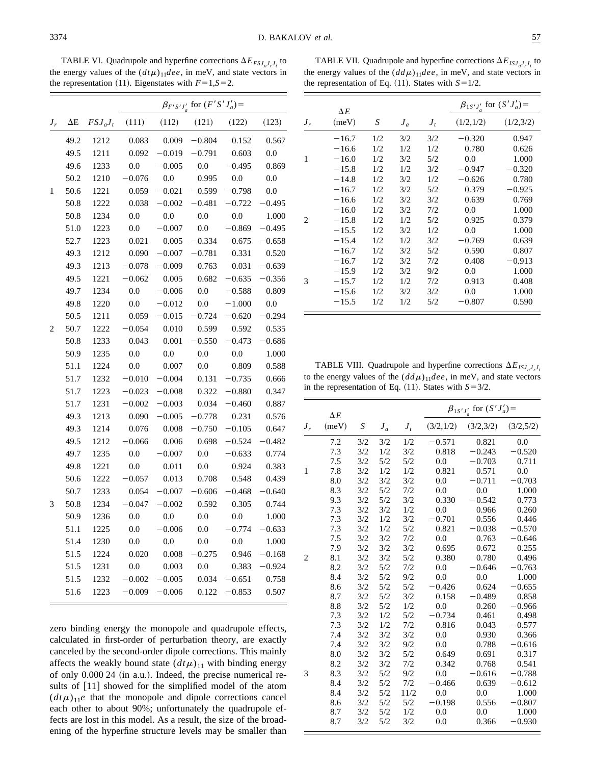TABLE VI. Quadrupole and hyperfine corrections $\Delta E_{FSJ_aJ_rJ_t}$ to the energy values of the $(dt\mu)_{11}dee$, in meV, and state vectors in the representation (11). Eigenstates with $F=1,S=2$.

| | | | $\beta_{F'S'J'_a}$ for $(F'S'J'_a)=$ | | | | |
|---|---|---|---|---|---|---|---|
| $J_r$ | ΔE | $FSJ_aJ_t$ | (111) | (112) | (121) | (122) | (123) |
| | 49.2 | 1212 | 0.083 | 0.009 | −0.804 | 0.152 | 0.567 |
| | 49.5 | 1211 | 0.092 | −0.019 | −0.791 | 0.603 | 0.0 |
| | 49.6 | 1233 | 0.0 | −0.005 | 0.0 | −0.495 | 0.869 |
| | 50.2 | 1210 | −0.076 | 0.0 | 0.995 | 0.0 | 0.0 |
| 1 | 50.6 | 1221 | 0.059 | −0.021 | −0.599 | −0.798 | 0.0 |
| | 50.8 | 1222 | 0.038 | −0.002 | −0.481 | −0.722 | −0.495 |
| | 50.8 | 1234 | 0.0 | 0.0 | 0.0 | 0.0 | 1.000 |
| | 51.0 | 1223 | 0.0 | −0.007 | 0.0 | −0.869 | −0.495 |
| | 52.7 | 1223 | 0.021 | 0.005 | −0.334 | 0.675 | −0.658 |
| | 49.3 | 1212 | 0.090 | −0.007 | −0.781 | 0.331 | 0.520 |
| | 49.3 | 1213 | −0.078 | −0.009 | 0.763 | 0.031 | −0.639 |
| | 49.5 | 1221 | −0.062 | 0.005 | 0.682 | −0.635 | −0.356 |
| | 49.7 | 1234 | 0.0 | −0.006 | 0.0 | −0.588 | 0.809 |
| | 49.8 | 1220 | 0.0 | −0.012 | 0.0 | −1.000 | 0.0 |
| | 50.5 | 1211 | 0.059 | −0.015 | −0.724 | −0.620 | −0.294 |
| 2 | 50.7 | 1222 | −0.054 | 0.010 | 0.599 | 0.592 | 0.535 |
| | 50.8 | 1233 | 0.043 | 0.001 | −0.550 | −0.473 | −0.686 |
| | 50.9 | 1235 | 0.0 | 0.0 | 0.0 | 0.0 | 1.000 |
| | 51.1 | 1224 | 0.0 | 0.007 | 0.0 | 0.809 | 0.588 |
| | 51.7 | 1232 | −0.010 | −0.004 | 0.131 | −0.735 | 0.666 |
| | 51.7 | 1223 | −0.023 | −0.008 | 0.322 | −0.880 | 0.347 |
| | 51.7 | 1231 | −0.002 | −0.003 | 0.034 | −0.460 | 0.887 |
| | 49.3 | 1213 | 0.090 | −0.005 | −0.778 | 0.231 | 0.576 |
| | 49.3 | 1214 | 0.076 | 0.008 | −0.750 | −0.105 | 0.647 |
| | 49.5 | 1212 | −0.066 | 0.006 | 0.698 | −0.524 | −0.482 |
| | 49.7 | 1235 | 0.0 | −0.007 | 0.0 | −0.633 | 0.774 |
| | 49.8 | 1221 | 0.0 | 0.011 | 0.0 | 0.924 | 0.383 |
| | 50.6 | 1222 | −0.057 | 0.013 | 0.708 | 0.548 | 0.439 |
| | 50.7 | 1233 | 0.054 | −0.007 | −0.606 | −0.468 | −0.640 |
| 3 | 50.8 | 1234 | −0.047 | −0.002 | 0.592 | 0.305 | 0.744 |
| | 50.9 | 1236 | 0.0 | 0.0 | 0.0 | 0.0 | 1.000 |
| | 51.1 | 1225 | 0.0 | −0.006 | 0.0 | −0.774 | −0.633 |
| | 51.4 | 1230 | 0.0 | 0.0 | 0.0 | 0.0 | 1.000 |
| | 51.5 | 1224 | 0.020 | 0.008 | −0.275 | 0.946 | −0.168 |
| | 51.5 | 1231 | 0.0 | 0.003 | 0.0 | 0.383 | −0.924 |
| | 51.5 | 1232 | −0.002 | −0.005 | 0.034 | −0.651 | 0.758 |
| | 51.6 | 1223 | −0.009 | −0.006 | 0.122 | −0.853 | 0.507 |

zero binding energy the monopole and quadrupole effects, calculated in first-order of perturbation theory, are exactly canceled by the second-order dipole corrections. This mainly affects the weakly bound state $(dt\mu)_{11}$ with binding energy of only 0.000 24 (in a.u.). Indeed, the precise numerical results of [11] showed for the simplified model of the atom $(dt\mu)_{11}e$ that the monopole and dipole corrections cancel each other to about 90%; unfortunately the quadrupole effects are lost in this model. As a result, the size of the broadening of the hyperfine structure levels may be smaller than

TABLE VII. Quadrupole and hyperfine corrections $\Delta E_{ISJ_aJ_rJ_t}$ to the energy values of the $(dd\mu)_{11}dee$, in meV, and state vectors in the representation of Eq. (11). States with $S=1/2$.

| | | | | | $\beta_{1S'J'_a}$ for $(S'J'_a)=$ | |
|---|---|---|---|---|---|---|
| $J_r$ | $\Delta E$ (meV) | $S$ | $J_a$ | $J_t$ | (1/2,1/2) | (1/2,3/2) |
| | −16.7 | 1/2 | 3/2 | 3/2 | −0.320 | 0.947 |
| | −16.6 | 1/2 | 1/2 | 1/2 | 0.780 | 0.626 |
| 1 | −16.0 | 1/2 | 3/2 | 5/2 | 0.0 | 1.000 |
| | −15.8 | 1/2 | 1/2 | 3/2 | −0.947 | −0.320 |
| | −14.8 | 1/2 | 3/2 | 1/2 | −0.626 | 0.780 |
| | −16.7 | 1/2 | 3/2 | 5/2 | 0.379 | −0.925 |
| | −16.6 | 1/2 | 3/2 | 3/2 | 0.639 | 0.769 |
| | −16.0 | 1/2 | 3/2 | 7/2 | 0.0 | 1.000 |
| 2 | −15.8 | 1/2 | 1/2 | 5/2 | 0.925 | 0.379 |
| | −15.5 | 1/2 | 3/2 | 1/2 | 0.0 | 1.000 |
| | −15.4 | 1/2 | 1/2 | 3/2 | −0.769 | 0.639 |
| | −16.7 | 1/2 | 3/2 | 5/2 | 0.590 | 0.807 |
| | −16.7 | 1/2 | 3/2 | 7/2 | 0.408 | −0.913 |
| | −15.9 | 1/2 | 3/2 | 9/2 | 0.0 | 1.000 |
| 3 | −15.7 | 1/2 | 1/2 | 7/2 | 0.913 | 0.408 |
| | −15.6 | 1/2 | 3/2 | 3/2 | 0.0 | 1.000 |
| | −15.5 | 1/2 | 1/2 | 5/2 | −0.807 | 0.590 |

TABLE VIII. Quadrupole and hyperfine corrections $\Delta E_{ISJ_aJ_rJ_t}$ to the energy values of the $(dd\mu)_{11}dee$, in meV, and state vectors in the representation of Eq. (11). States with $S=3/2$.

| | | | | | $\beta_{1S'J'_a}$ for $(S'J'_a)=$ | | |
|---|---|---|---|---|---|---|---|
| $J_r$ | $\Delta E$ (meV) | $S$ | $J_a$ | $J_t$ | (3/2,1/2) | (3/2,3/2) | (3/2,5/2) |
| | 7.2 | 3/2 | 3/2 | 1/2 | −0.571 | 0.821 | 0.0 |
| | 7.3 | 3/2 | 1/2 | 3/2 | 0.818 | −0.243 | −0.520 |
| | 7.5 | 3/2 | 5/2 | 5/2 | 0.0 | −0.703 | 0.711 |
| 1 | 7.8 | 3/2 | 1/2 | 1/2 | 0.821 | 0.571 | 0.0 |
| | 8.0 | 3/2 | 3/2 | 3/2 | 0.0 | −0.711 | −0.703 |
| | 8.3 | 3/2 | 5/2 | 7/2 | 0.0 | 0.0 | 1.000 |
| | 9.3 | 3/2 | 5/2 | 3/2 | 0.330 | −0.542 | 0.773 |
| | 7.3 | 3/2 | 3/2 | 1/2 | 0.0 | 0.966 | 0.260 |
| | 7.3 | 3/2 | 1/2 | 3/2 | −0.701 | 0.556 | 0.446 |
| | 7.3 | 3/2 | 1/2 | 5/2 | 0.821 | −0.038 | −0.570 |
| | 7.5 | 3/2 | 3/2 | 7/2 | 0.0 | 0.763 | −0.646 |
| | 7.9 | 3/2 | 3/2 | 3/2 | 0.695 | 0.672 | 0.255 |
| 2 | 8.1 | 3/2 | 3/2 | 5/2 | 0.380 | 0.780 | 0.496 |
| | 8.2 | 3/2 | 5/2 | 7/2 | 0.0 | −0.646 | −0.763 |
| | 8.4 | 3/2 | 5/2 | 9/2 | 0.0 | 0.0 | 1.000 |
| | 8.6 | 3/2 | 5/2 | 5/2 | −0.426 | 0.624 | −0.655 |
| | 8.7 | 3/2 | 5/2 | 3/2 | 0.158 | −0.489 | 0.858 |
| | 8.8 | 3/2 | 5/2 | 1/2 | 0.0 | 0.260 | −0.966 |
| | 7.3 | 3/2 | 1/2 | 5/2 | −0.734 | 0.461 | 0.498 |
| | 7.3 | 3/2 | 1/2 | 7/2 | 0.816 | 0.043 | −0.577 |
| | 7.4 | 3/2 | 3/2 | 3/2 | 0.0 | 0.930 | 0.366 |
| | 7.4 | 3/2 | 3/2 | 9/2 | 0.0 | 0.788 | −0.616 |
| | 8.0 | 3/2 | 3/2 | 5/2 | 0.649 | 0.691 | 0.317 |
| | 8.2 | 3/2 | 3/2 | 7/2 | 0.342 | 0.768 | 0.541 |
| 3 | 8.3 | 3/2 | 5/2 | 9/2 | 0.0 | −0.616 | −0.788 |
| | 8.4 | 3/2 | 5/2 | 7/2 | −0.466 | 0.639 | −0.612 |
| | 8.4 | 3/2 | 5/2 | 11/2 | 0.0 | 0.0 | 1.000 |
| | 8.6 | 3/2 | 5/2 | 5/2 | −0.198 | 0.556 | −0.807 |
| | 8.7 | 3/2 | 5/2 | 1/2 | 0.0 | 0.0 | 1.000 |
| | 8.7 | 3/2 | 5/2 | 3/2 | 0.0 | 0.366 | −0.930 |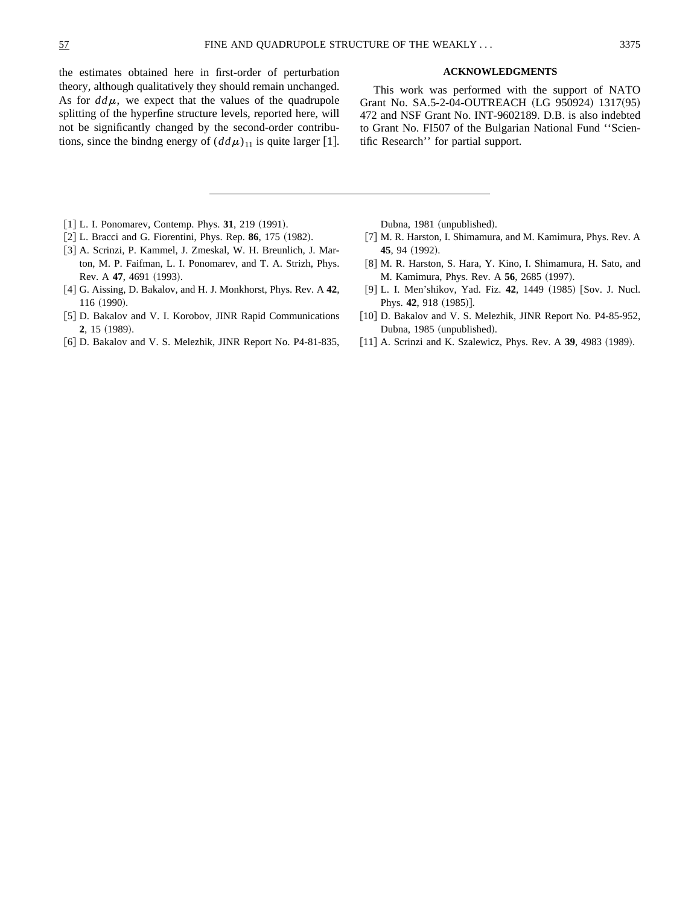the estimates obtained here in first-order of perturbation theory, although qualitatively they should remain unchanged. As for $dd\mu$, we expect that the values of the quadrupole splitting of the hyperfine structure levels, reported here, will not be significantly changed by the second-order contributions, since the bindng energy of $(dd\mu)_{11}$ is quite larger [1].

## ACKNOWLEDGMENTS

This work was performed with the support of NATO Grant No. SA.5-2-04-OUTREACH (LG 950924) 1317(95) 472 and NSF Grant No. INT-9602189. D.B. is also indebted to Grant No. FI507 of the Bulgarian National Fund ''Scientific Research'' for partial support.

---

[1] L. I. Ponomarev, Contemp. Phys. **31**, 219 (1991).

[2] L. Bracci and G. Fiorentini, Phys. Rep. **86**, 175 (1982).

[3] A. Scrinzi, P. Kammel, J. Zmeskal, W. H. Breunlich, J. Marton, M. P. Faifman, L. I. Ponomarev, and T. A. Strizh, Phys. Rev. A **47**, 4691 (1993).

[4] G. Aissing, D. Bakalov, and H. J. Monkhorst, Phys. Rev. A **42**, 116 (1990).

[5] D. Bakalov and V. I. Korobov, JINR Rapid Communications **2**, 15 (1989).

[6] D. Bakalov and V. S. Melezhik, JINR Report No. P4-81-835, Dubna, 1981 (unpublished).

[7] M. R. Harston, I. Shimamura, and M. Kamimura, Phys. Rev. A **45**, 94 (1992).

[8] M. R. Harston, S. Hara, Y. Kino, I. Shimamura, H. Sato, and M. Kamimura, Phys. Rev. A **56**, 2685 (1997).

[9] L. I. Men'shikov, Yad. Fiz. **42**, 1449 (1985) [Sov. J. Nucl. Phys. **42**, 918 (1985)].

[10] D. Bakalov and V. S. Melezhik, JINR Report No. P4-85-952, Dubna, 1985 (unpublished).

[11] A. Scrinzi and K. Szalewicz, Phys. Rev. A **39**, 4983 (1989).